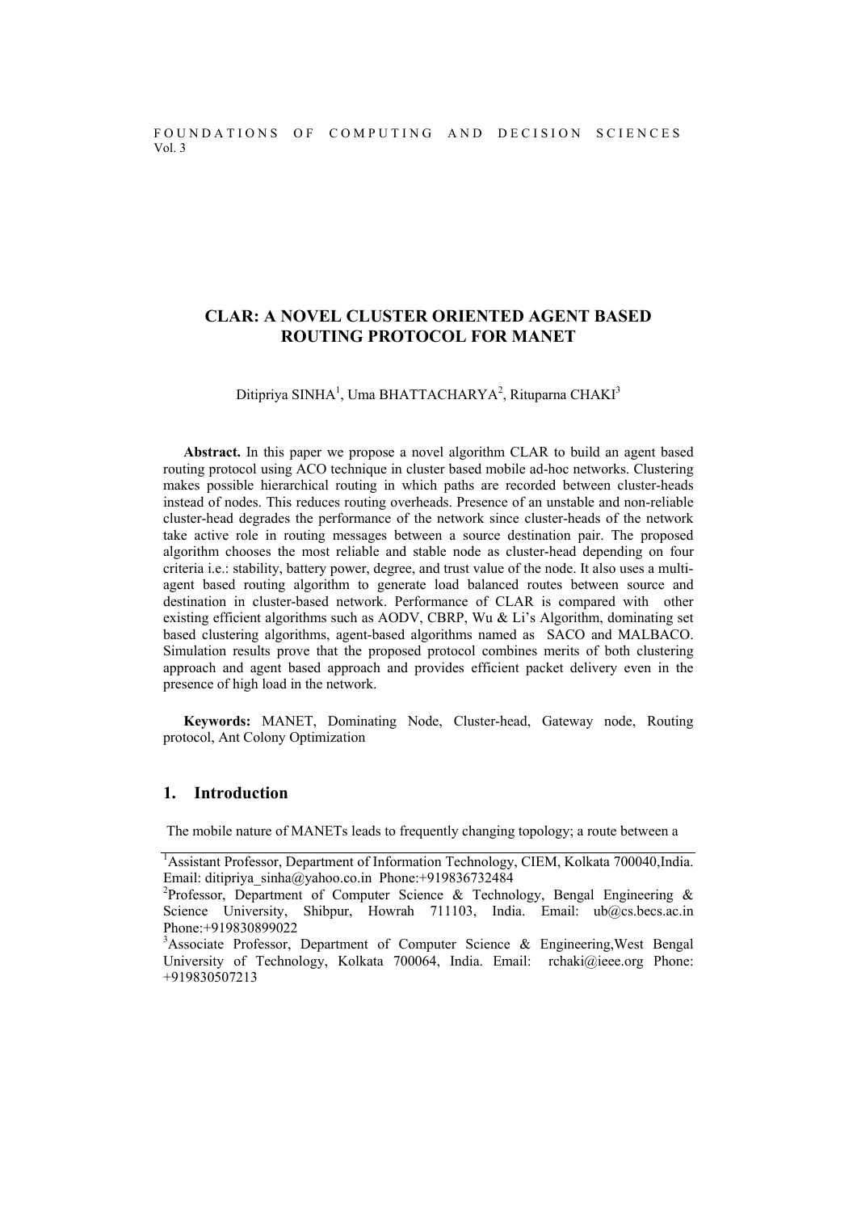# CLAR: A NOVEL CLUSTER ORIENTED AGENT BASED ROUTING PROTOCOL FOR MANET

Ditipriya SINHA[1], Uma BHATTACHARYA[2], Rituparna CHAKI[3]

**Abstract.** In this paper we propose a novel algorithm CLAR to build an agent based routing protocol using ACO technique in cluster based mobile ad-hoc networks. Clustering makes possible hierarchical routing in which paths are recorded between cluster-heads instead of nodes. This reduces routing overheads. Presence of an unstable and non-reliable cluster-head degrades the performance of the network since cluster-heads of the network take active role in routing messages between a source destination pair. The proposed algorithm chooses the most reliable and stable node as cluster-head depending on four criteria i.e.: stability, battery power, degree, and trust value of the node. It also uses a multi-agent based routing algorithm to generate load balanced routes between source and destination in cluster-based network. Performance of CLAR is compared with other existing efficient algorithms such as AODV, CBRP, Wu & Li's Algorithm, dominating set based clustering algorithms, agent-based algorithms named as SACO and MALBACO. Simulation results prove that the proposed protocol combines merits of both clustering approach and agent based approach and provides efficient packet delivery even in the presence of high load in the network.

**Keywords:** MANET, Dominating Node, Cluster-head, Gateway node, Routing protocol, Ant Colony Optimization

## 1. Introduction

The mobile nature of MANETs leads to frequently changing topology; a route between a

---

[1]Assistant Professor, Department of Information Technology, CIEM, Kolkata 700040,India. Email: ditipriya_sinha@yahoo.co.in Phone:+919836732484

[2]Professor, Department of Computer Science & Technology, Bengal Engineering & Science University, Shibpur, Howrah 711103, India. Email: ub@cs.becs.ac.in Phone:+919830899022

[3]Associate Professor, Department of Computer Science & Engineering,West Bengal University of Technology, Kolkata 700064, India. Email: rchaki@ieee.org Phone: +919830507213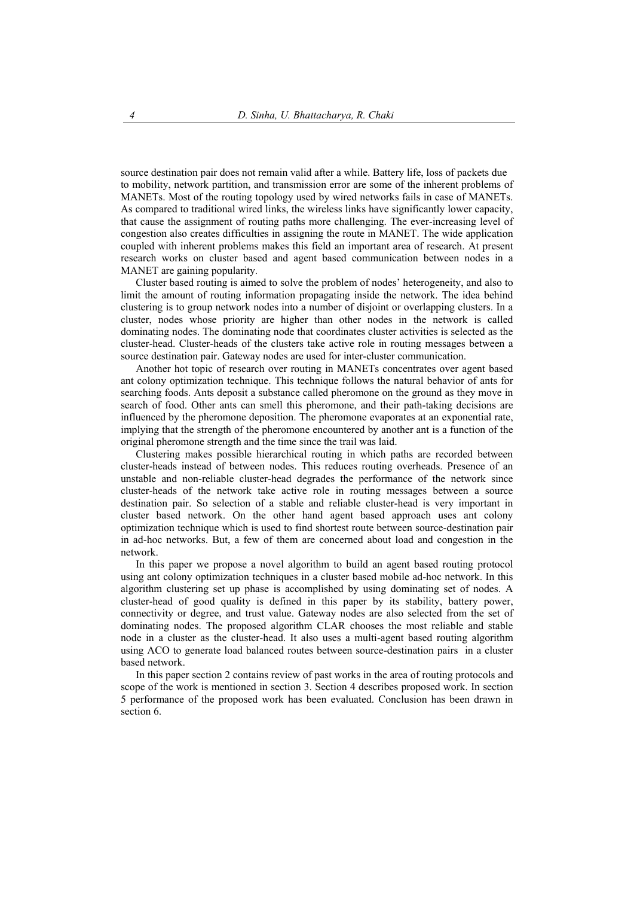source destination pair does not remain valid after a while. Battery life, loss of packets due to mobility, network partition, and transmission error are some of the inherent problems of MANETs. Most of the routing topology used by wired networks fails in case of MANETs. As compared to traditional wired links, the wireless links have significantly lower capacity, that cause the assignment of routing paths more challenging. The ever-increasing level of congestion also creates difficulties in assigning the route in MANET. The wide application coupled with inherent problems makes this field an important area of research. At present research works on cluster based and agent based communication between nodes in a MANET are gaining popularity.

Cluster based routing is aimed to solve the problem of nodes' heterogeneity, and also to limit the amount of routing information propagating inside the network. The idea behind clustering is to group network nodes into a number of disjoint or overlapping clusters. In a cluster, nodes whose priority are higher than other nodes in the network is called dominating nodes. The dominating node that coordinates cluster activities is selected as the cluster-head. Cluster-heads of the clusters take active role in routing messages between a source destination pair. Gateway nodes are used for inter-cluster communication.

Another hot topic of research over routing in MANETs concentrates over agent based ant colony optimization technique. This technique follows the natural behavior of ants for searching foods. Ants deposit a substance called pheromone on the ground as they move in search of food. Other ants can smell this pheromone, and their path-taking decisions are influenced by the pheromone deposition. The pheromone evaporates at an exponential rate, implying that the strength of the pheromone encountered by another ant is a function of the original pheromone strength and the time since the trail was laid.

Clustering makes possible hierarchical routing in which paths are recorded between cluster-heads instead of between nodes. This reduces routing overheads. Presence of an unstable and non-reliable cluster-head degrades the performance of the network since cluster-heads of the network take active role in routing messages between a source destination pair. So selection of a stable and reliable cluster-head is very important in cluster based network. On the other hand agent based approach uses ant colony optimization technique which is used to find shortest route between source-destination pair in ad-hoc networks. But, a few of them are concerned about load and congestion in the network.

In this paper we propose a novel algorithm to build an agent based routing protocol using ant colony optimization techniques in a cluster based mobile ad-hoc network. In this algorithm clustering set up phase is accomplished by using dominating set of nodes. A cluster-head of good quality is defined in this paper by its stability, battery power, connectivity or degree, and trust value. Gateway nodes are also selected from the set of dominating nodes. The proposed algorithm CLAR chooses the most reliable and stable node in a cluster as the cluster-head. It also uses a multi-agent based routing algorithm using ACO to generate load balanced routes between source-destination pairs in a cluster based network.

In this paper section 2 contains review of past works in the area of routing protocols and scope of the work is mentioned in section 3. Section 4 describes proposed work. In section 5 performance of the proposed work has been evaluated. Conclusion has been drawn in section 6.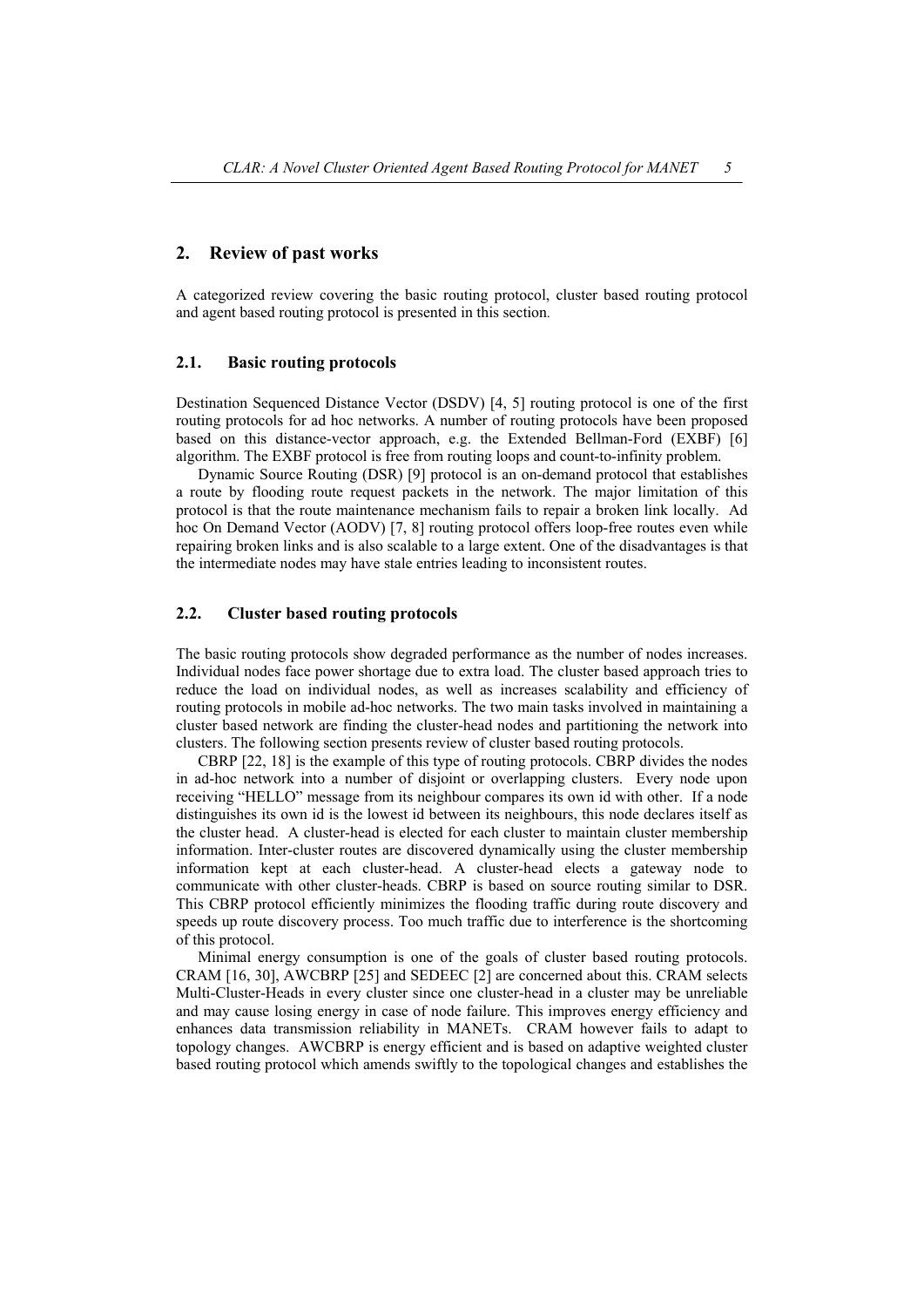## 2. Review of past works

A categorized review covering the basic routing protocol, cluster based routing protocol and agent based routing protocol is presented in this section.

### 2.1. Basic routing protocols

Destination Sequenced Distance Vector (DSDV) [4, 5] routing protocol is one of the first routing protocols for ad hoc networks. A number of routing protocols have been proposed based on this distance-vector approach, e.g. the Extended Bellman-Ford (EXBF) [6] algorithm. The EXBF protocol is free from routing loops and count-to-infinity problem.

Dynamic Source Routing (DSR) [9] protocol is an on-demand protocol that establishes a route by flooding route request packets in the network. The major limitation of this protocol is that the route maintenance mechanism fails to repair a broken link locally. Ad hoc On Demand Vector (AODV) [7, 8] routing protocol offers loop-free routes even while repairing broken links and is also scalable to a large extent. One of the disadvantages is that the intermediate nodes may have stale entries leading to inconsistent routes.

### 2.2. Cluster based routing protocols

The basic routing protocols show degraded performance as the number of nodes increases. Individual nodes face power shortage due to extra load. The cluster based approach tries to reduce the load on individual nodes, as well as increases scalability and efficiency of routing protocols in mobile ad-hoc networks. The two main tasks involved in maintaining a cluster based network are finding the cluster-head nodes and partitioning the network into clusters. The following section presents review of cluster based routing protocols.

CBRP [22, 18] is the example of this type of routing protocols. CBRP divides the nodes in ad-hoc network into a number of disjoint or overlapping clusters. Every node upon receiving "HELLO" message from its neighbour compares its own id with other. If a node distinguishes its own id is the lowest id between its neighbours, this node declares itself as the cluster head. A cluster-head is elected for each cluster to maintain cluster membership information. Inter-cluster routes are discovered dynamically using the cluster membership information kept at each cluster-head. A cluster-head elects a gateway node to communicate with other cluster-heads. CBRP is based on source routing similar to DSR. This CBRP protocol efficiently minimizes the flooding traffic during route discovery and speeds up route discovery process. Too much traffic due to interference is the shortcoming of this protocol.

Minimal energy consumption is one of the goals of cluster based routing protocols. CRAM [16, 30], AWCBRP [25] and SEDEEC [2] are concerned about this. CRAM selects Multi-Cluster-Heads in every cluster since one cluster-head in a cluster may be unreliable and may cause losing energy in case of node failure. This improves energy efficiency and enhances data transmission reliability in MANETs. CRAM however fails to adapt to topology changes. AWCBRP is energy efficient and is based on adaptive weighted cluster based routing protocol which amends swiftly to the topological changes and establishes the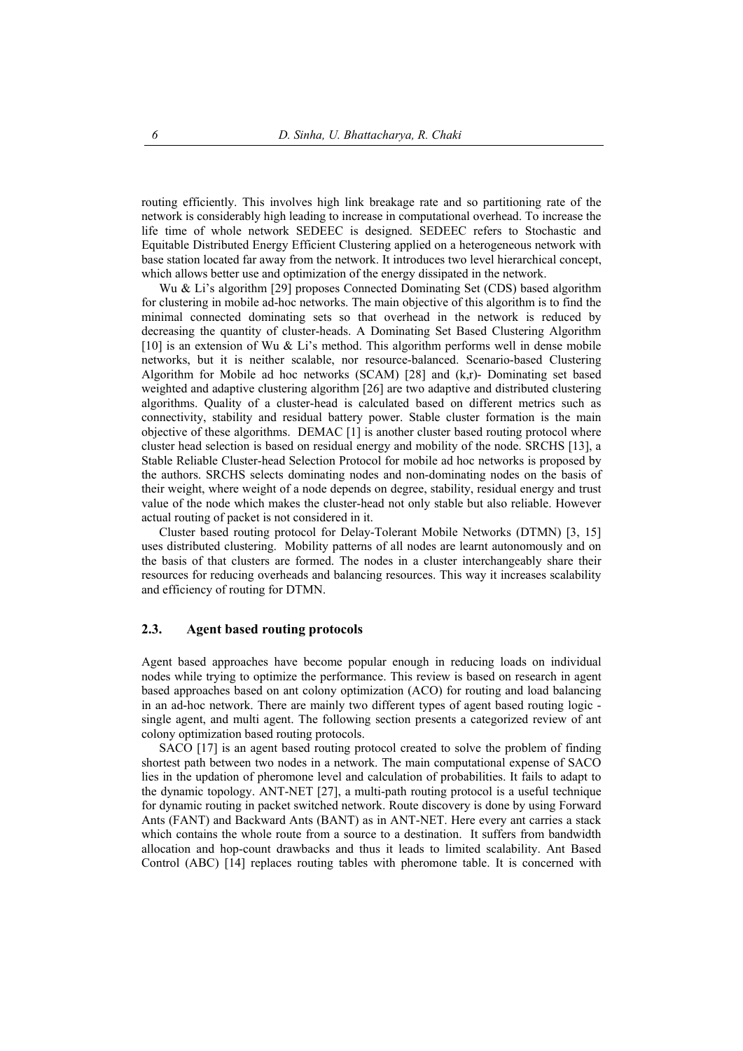routing efficiently. This involves high link breakage rate and so partitioning rate of the network is considerably high leading to increase in computational overhead. To increase the life time of whole network SEDEEC is designed. SEDEEC refers to Stochastic and Equitable Distributed Energy Efficient Clustering applied on a heterogeneous network with base station located far away from the network. It introduces two level hierarchical concept, which allows better use and optimization of the energy dissipated in the network.

Wu & Li's algorithm [29] proposes Connected Dominating Set (CDS) based algorithm for clustering in mobile ad-hoc networks. The main objective of this algorithm is to find the minimal connected dominating sets so that overhead in the network is reduced by decreasing the quantity of cluster-heads. A Dominating Set Based Clustering Algorithm [10] is an extension of Wu & Li's method. This algorithm performs well in dense mobile networks, but it is neither scalable, nor resource-balanced. Scenario-based Clustering Algorithm for Mobile ad hoc networks (SCAM) [28] and (k,r)- Dominating set based weighted and adaptive clustering algorithm [26] are two adaptive and distributed clustering algorithms. Quality of a cluster-head is calculated based on different metrics such as connectivity, stability and residual battery power. Stable cluster formation is the main objective of these algorithms. DEMAC [1] is another cluster based routing protocol where cluster head selection is based on residual energy and mobility of the node. SRCHS [13], a Stable Reliable Cluster-head Selection Protocol for mobile ad hoc networks is proposed by the authors. SRCHS selects dominating nodes and non-dominating nodes on the basis of their weight, where weight of a node depends on degree, stability, residual energy and trust value of the node which makes the cluster-head not only stable but also reliable. However actual routing of packet is not considered in it.

Cluster based routing protocol for Delay-Tolerant Mobile Networks (DTMN) [3, 15] uses distributed clustering. Mobility patterns of all nodes are learnt autonomously and on the basis of that clusters are formed. The nodes in a cluster interchangeably share their resources for reducing overheads and balancing resources. This way it increases scalability and efficiency of routing for DTMN.

### 2.3. Agent based routing protocols

Agent based approaches have become popular enough in reducing loads on individual nodes while trying to optimize the performance. This review is based on research in agent based approaches based on ant colony optimization (ACO) for routing and load balancing in an ad-hoc network. There are mainly two different types of agent based routing logic - single agent, and multi agent. The following section presents a categorized review of ant colony optimization based routing protocols.

SACO [17] is an agent based routing protocol created to solve the problem of finding shortest path between two nodes in a network. The main computational expense of SACO lies in the updation of pheromone level and calculation of probabilities. It fails to adapt to the dynamic topology. ANT-NET [27], a multi-path routing protocol is a useful technique for dynamic routing in packet switched network. Route discovery is done by using Forward Ants (FANT) and Backward Ants (BANT) as in ANT-NET. Here every ant carries a stack which contains the whole route from a source to a destination. It suffers from bandwidth allocation and hop-count drawbacks and thus it leads to limited scalability. Ant Based Control (ABC) [14] replaces routing tables with pheromone table. It is concerned with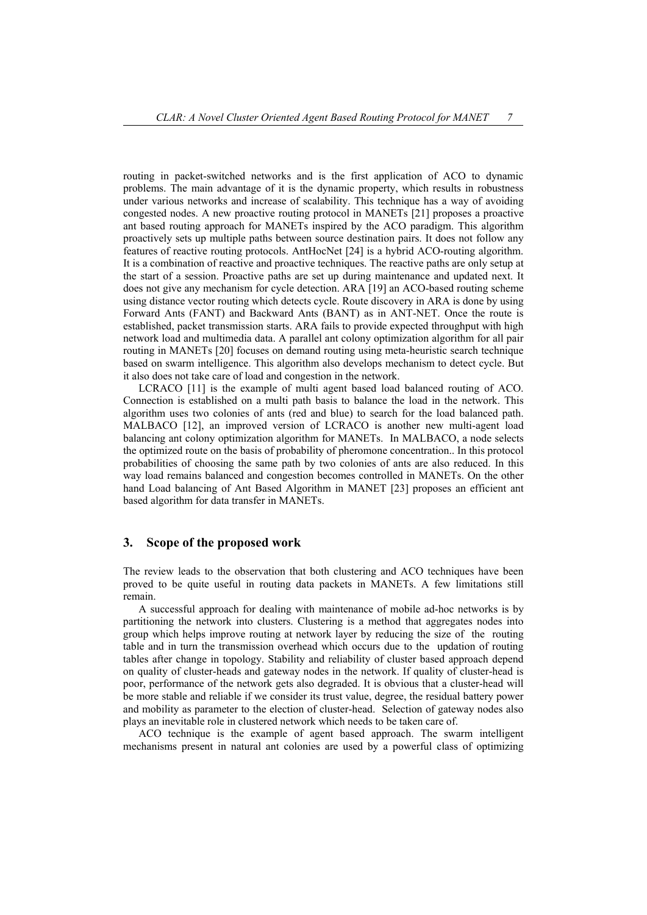routing in packet-switched networks and is the first application of ACO to dynamic problems. The main advantage of it is the dynamic property, which results in robustness under various networks and increase of scalability. This technique has a way of avoiding congested nodes. A new proactive routing protocol in MANETs [21] proposes a proactive ant based routing approach for MANETs inspired by the ACO paradigm. This algorithm proactively sets up multiple paths between source destination pairs. It does not follow any features of reactive routing protocols. AntHocNet [24] is a hybrid ACO-routing algorithm. It is a combination of reactive and proactive techniques. The reactive paths are only setup at the start of a session. Proactive paths are set up during maintenance and updated next. It does not give any mechanism for cycle detection. ARA [19] an ACO-based routing scheme using distance vector routing which detects cycle. Route discovery in ARA is done by using Forward Ants (FANT) and Backward Ants (BANT) as in ANT-NET. Once the route is established, packet transmission starts. ARA fails to provide expected throughput with high network load and multimedia data. A parallel ant colony optimization algorithm for all pair routing in MANETs [20] focuses on demand routing using meta-heuristic search technique based on swarm intelligence. This algorithm also develops mechanism to detect cycle. But it also does not take care of load and congestion in the network.

LCRACO [11] is the example of multi agent based load balanced routing of ACO. Connection is established on a multi path basis to balance the load in the network. This algorithm uses two colonies of ants (red and blue) to search for the load balanced path. MALBACO [12], an improved version of LCRACO is another new multi-agent load balancing ant colony optimization algorithm for MANETs. In MALBACO, a node selects the optimized route on the basis of probability of pheromone concentration.. In this protocol probabilities of choosing the same path by two colonies of ants are also reduced. In this way load remains balanced and congestion becomes controlled in MANETs. On the other hand Load balancing of Ant Based Algorithm in MANET [23] proposes an efficient ant based algorithm for data transfer in MANETs.

## 3. Scope of the proposed work

The review leads to the observation that both clustering and ACO techniques have been proved to be quite useful in routing data packets in MANETs. A few limitations still remain.

A successful approach for dealing with maintenance of mobile ad-hoc networks is by partitioning the network into clusters. Clustering is a method that aggregates nodes into group which helps improve routing at network layer by reducing the size of the routing table and in turn the transmission overhead which occurs due to the updation of routing tables after change in topology. Stability and reliability of cluster based approach depend on quality of cluster-heads and gateway nodes in the network. If quality of cluster-head is poor, performance of the network gets also degraded. It is obvious that a cluster-head will be more stable and reliable if we consider its trust value, degree, the residual battery power and mobility as parameter to the election of cluster-head. Selection of gateway nodes also plays an inevitable role in clustered network which needs to be taken care of.

ACO technique is the example of agent based approach. The swarm intelligent mechanisms present in natural ant colonies are used by a powerful class of optimizing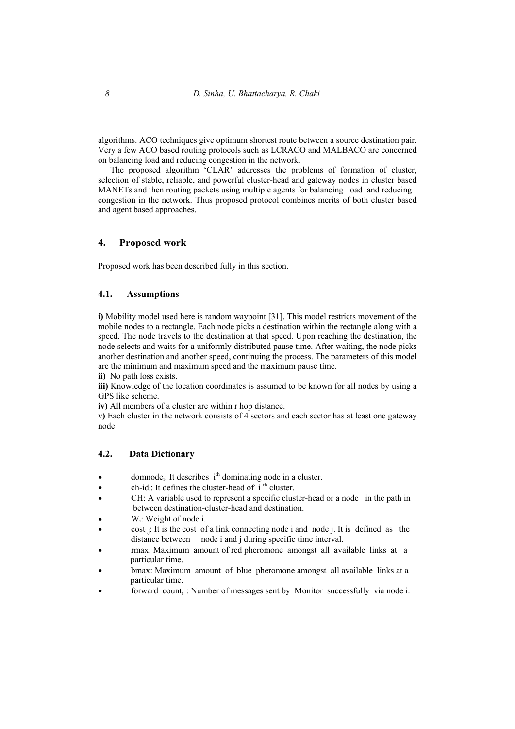algorithms. ACO techniques give optimum shortest route between a source destination pair. Very a few ACO based routing protocols such as LCRACO and MALBACO are concerned on balancing load and reducing congestion in the network.

The proposed algorithm 'CLAR' addresses the problems of formation of cluster, selection of stable, reliable, and powerful cluster-head and gateway nodes in cluster based MANETs and then routing packets using multiple agents for balancing load and reducing congestion in the network. Thus proposed protocol combines merits of both cluster based and agent based approaches.

## 4. Proposed work

Proposed work has been described fully in this section.

### 4.1. Assumptions

**i)** Mobility model used here is random waypoint [31]. This model restricts movement of the mobile nodes to a rectangle. Each node picks a destination within the rectangle along with a speed. The node travels to the destination at that speed. Upon reaching the destination, the node selects and waits for a uniformly distributed pause time. After waiting, the node picks another destination and another speed, continuing the process. The parameters of this model are the minimum and maximum speed and the maximum pause time.
**ii)** No path loss exists.
**iii)** Knowledge of the location coordinates is assumed to be known for all nodes by using a GPS like scheme.
**iv)** All members of a cluster are within r hop distance.
**v)** Each cluster in the network consists of 4 sectors and each sector has at least one gateway node.

### 4.2. Data Dictionary

- $domnode_i$: It describes $i^{th}$ dominating node in a cluster.
- $ch\text{-}id_i$: It defines the cluster-head of $i^{th}$ cluster.
- CH: A variable used to represent a specific cluster-head or a node in the path in between destination-cluster-head and destination.
- $W_i$: Weight of node i.
- $cost_{i,j}$: It is the cost of a link connecting node i and node j. It is defined as the distance between node i and j during specific time interval.
- rmax: Maximum amount of red pheromone amongst all available links at a particular time.
- bmax: Maximum amount of blue pheromone amongst all available links at a particular time.
- $forward\_count_i$ : Number of messages sent by Monitor successfully via node i.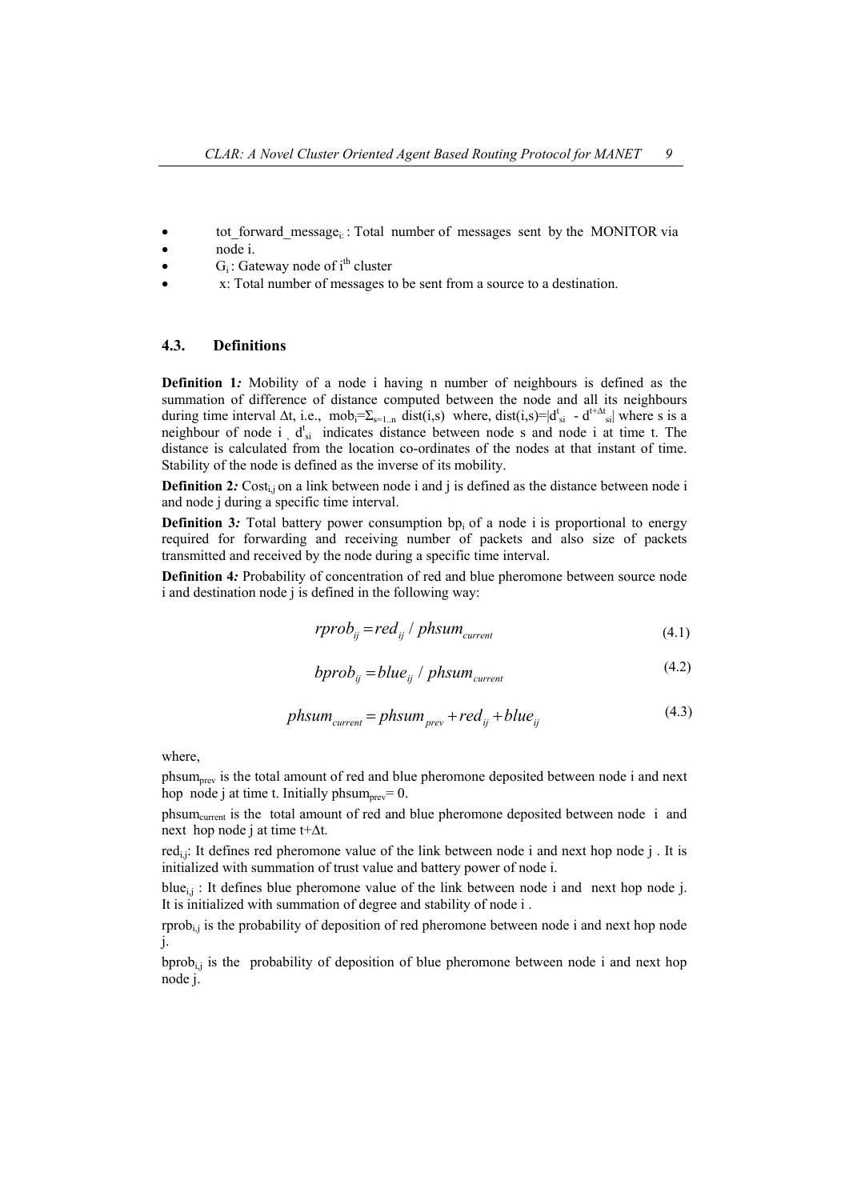- $tot\_forward\_message_i$ : Total number of messages sent by the MONITOR via
- node i.
- $G_i$ : Gateway node of $i^{th}$ cluster
- x: Total number of messages to be sent from a source to a destination.

### 4.3. Definitions

**Definition 1:** Mobility of a node i having n number of neighbours is defined as the summation of difference of distance computed between the node and all its neighbours during time interval $\Delta t$, i.e., $mob_i = \Sigma_{s=1..n}\ dist(i,s)$ where, $dist(i,s) = |d^t_{si} - d^{t+\Delta t}_{si}|$ where s is a neighbour of node i, $d^t_{si}$ indicates distance between node s and node i at time t. The distance is calculated from the location co-ordinates of the nodes at that instant of time. Stability of the node is defined as the inverse of its mobility.

**Definition 2:** $Cost_{i,j}$ on a link between node i and j is defined as the distance between node i and node j during a specific time interval.

**Definition 3:** Total battery power consumption $bp_i$ of a node i is proportional to energy required for forwarding and receiving number of packets and also size of packets transmitted and received by the node during a specific time interval.

**Definition 4:** Probability of concentration of red and blue pheromone between source node i and destination node j is defined in the following way:

$$rprob_{ij} = red_{ij} \,/\, phsum_{current} \tag{4.1}$$

$$bprob_{ij} = blue_{ij} \,/\, phsum_{current} \tag{4.2}$$

$$phsum_{current} = phsum_{prev} + red_{ij} + blue_{ij} \tag{4.3}$$

where,

$phsum_{prev}$ is the total amount of red and blue pheromone deposited between node i and next hop node j at time t. Initially $phsum_{prev} = 0$.

$phsum_{current}$ is the total amount of red and blue pheromone deposited between node i and next hop node j at time $t+\Delta t$.

$red_{i,j}$: It defines red pheromone value of the link between node i and next hop node j . It is initialized with summation of trust value and battery power of node i.

$blue_{i,j}$ : It defines blue pheromone value of the link between node i and next hop node j. It is initialized with summation of degree and stability of node i .

$rprob_{i,j}$ is the probability of deposition of red pheromone between node i and next hop node j.

$bprob_{i,j}$ is the probability of deposition of blue pheromone between node i and next hop node j.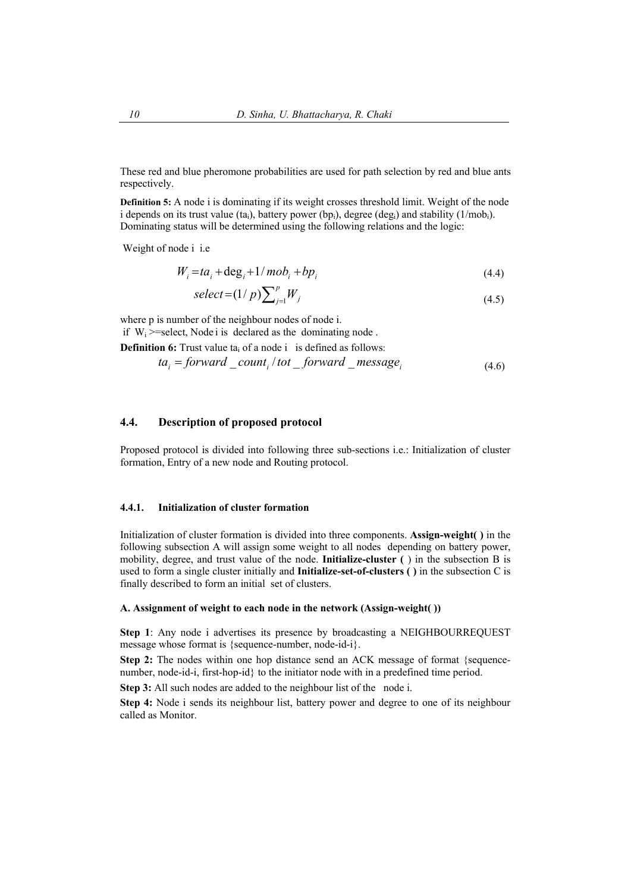These red and blue pheromone probabilities are used for path selection by red and blue ants respectively.

**Definition 5:** A node i is dominating if its weight crosses threshold limit. Weight of the node i depends on its trust value ($ta_i$), battery power ($bp_i$), degree ($deg_i$) and stability ($1/mob_i$). Dominating status will be determined using the following relations and the logic:

Weight of node i i.e

$$W_i = ta_i + \deg_i + 1/mob_i + bp_i \tag{4.4}$$

$$select = (1/p)\sum_{j=1}^{p} W_j \tag{4.5}$$

where p is number of the neighbour nodes of node i.

if $W_i$ >=select, Node i is declared as the dominating node .

**Definition 6:** Trust value $ta_i$ of a node i is defined as follows:

$$ta_i = forward\_count_i / tot\_forward\_message_i \tag{4.6}$$

## 4.4. Description of proposed protocol

Proposed protocol is divided into following three sub-sections i.e.: Initialization of cluster formation, Entry of a new node and Routing protocol.

### 4.4.1. Initialization of cluster formation

Initialization of cluster formation is divided into three components. **Assign-weight( )** in the following subsection A will assign some weight to all nodes depending on battery power, mobility, degree, and trust value of the node. **Initialize-cluster (** ) in the subsection B is used to form a single cluster initially and **Initialize-set-of-clusters ( )** in the subsection C is finally described to form an initial set of clusters.

#### A. Assignment of weight to each node in the network (Assign-weight( ))

**Step 1**: Any node i advertises its presence by broadcasting a NEIGHBOURREQUEST message whose format is {sequence-number, node-id-i}.

**Step 2:** The nodes within one hop distance send an ACK message of format {sequence-number, node-id-i, first-hop-id} to the initiator node with in a predefined time period.

**Step 3:** All such nodes are added to the neighbour list of the node i.

**Step 4:** Node i sends its neighbour list, battery power and degree to one of its neighbour called as Monitor.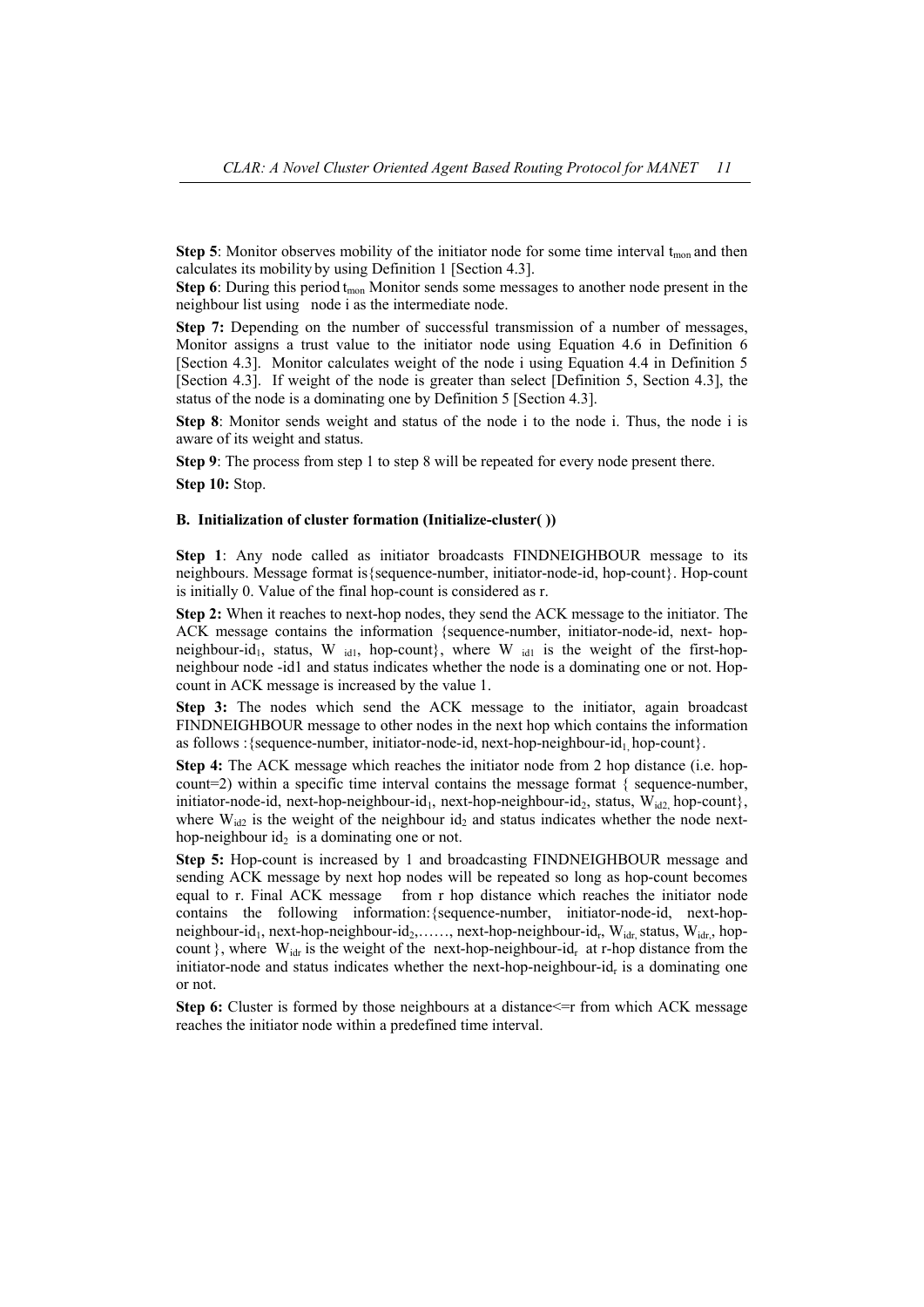**Step 5**: Monitor observes mobility of the initiator node for some time interval $t_{mon}$ and then calculates its mobility by using Definition 1 [Section 4.3].

**Step 6**: During this period $t_{mon}$ Monitor sends some messages to another node present in the neighbour list using node i as the intermediate node.

**Step 7:** Depending on the number of successful transmission of a number of messages, Monitor assigns a trust value to the initiator node using Equation 4.6 in Definition 6 [Section 4.3]. Monitor calculates weight of the node i using Equation 4.4 in Definition 5 [Section 4.3]. If weight of the node is greater than select [Definition 5, Section 4.3], the status of the node is a dominating one by Definition 5 [Section 4.3].

**Step 8**: Monitor sends weight and status of the node i to the node i. Thus, the node i is aware of its weight and status.

**Step 9**: The process from step 1 to step 8 will be repeated for every node present there.

**Step 10:** Stop.

#### B. Initialization of cluster formation (Initialize-cluster( ))

**Step 1**: Any node called as initiator broadcasts FINDNEIGHBOUR message to its neighbours. Message format is{sequence-number, initiator-node-id, hop-count}. Hop-count is initially 0. Value of the final hop-count is considered as r.

**Step 2:** When it reaches to next-hop nodes, they send the ACK message to the initiator. The ACK message contains the information {sequence-number, initiator-node-id, next- hop-neighbour-$id_1$, status, $W_{id1}$, hop-count}, where $W_{id1}$ is the weight of the first-hop-neighbour node -id1 and status indicates whether the node is a dominating one or not. Hop-count in ACK message is increased by the value 1.

**Step 3:** The nodes which send the ACK message to the initiator, again broadcast FINDNEIGHBOUR message to other nodes in the next hop which contains the information as follows :{sequence-number, initiator-node-id, next-hop-neighbour-$id_1$, hop-count}.

**Step 4:** The ACK message which reaches the initiator node from 2 hop distance (i.e. hop-count=2) within a specific time interval contains the message format { sequence-number, initiator-node-id, next-hop-neighbour-$id_1$, next-hop-neighbour-$id_2$, status, $W_{id2}$, hop-count}, where $W_{id2}$ is the weight of the neighbour $id_2$ and status indicates whether the node next-hop-neighbour $id_2$ is a dominating one or not.

**Step 5:** Hop-count is increased by 1 and broadcasting FINDNEIGHBOUR message and sending ACK message by next hop nodes will be repeated so long as hop-count becomes equal to r. Final ACK message from r hop distance which reaches the initiator node contains the following information:{sequence-number, initiator-node-id, next-hop-neighbour-$id_1$, next-hop-neighbour-$id_2$,……, next-hop-neighbour-$id_r$, $W_{idr}$, status, $W_{idr}$, hop-count }, where $W_{idr}$ is the weight of the next-hop-neighbour-$id_r$ at r-hop distance from the initiator-node and status indicates whether the next-hop-neighbour-$id_r$ is a dominating one or not.

**Step 6:** Cluster is formed by those neighbours at a distance<=r from which ACK message reaches the initiator node within a predefined time interval.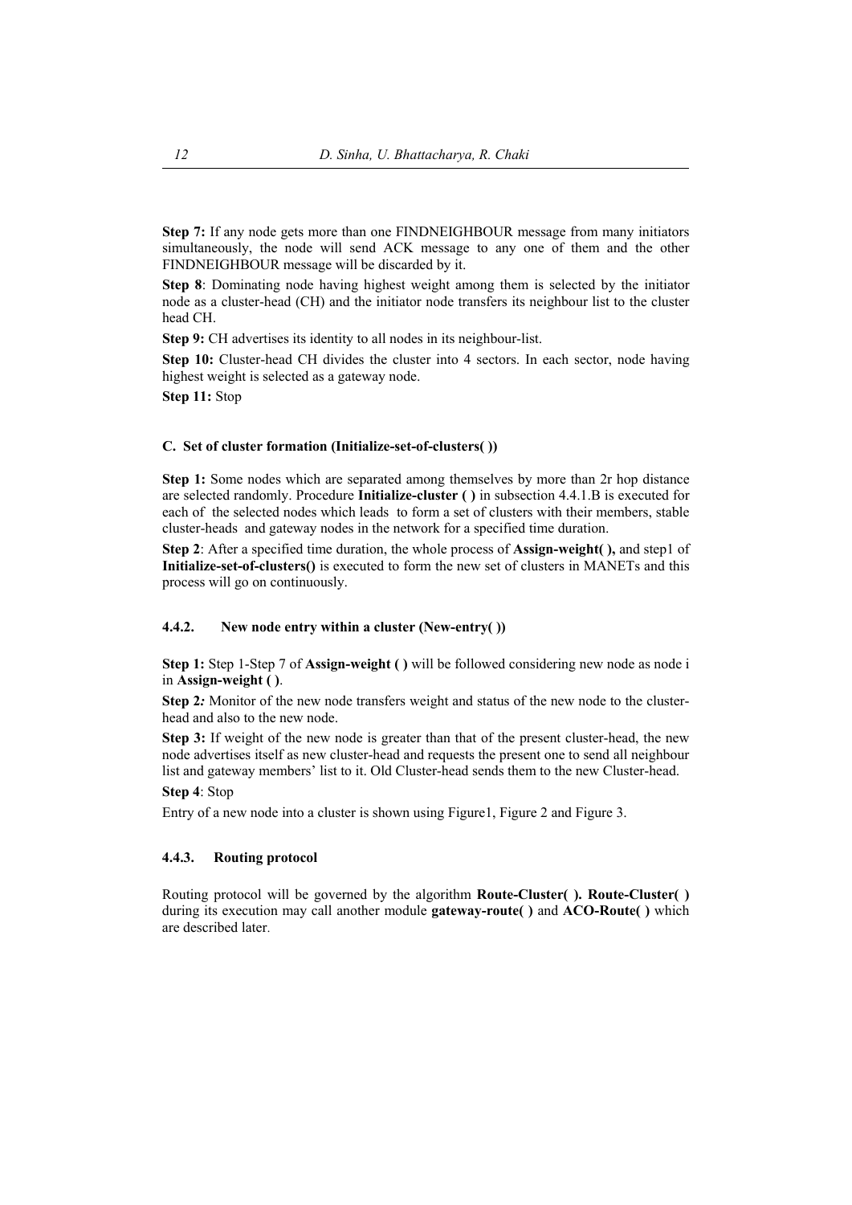**Step 7:** If any node gets more than one FINDNEIGHBOUR message from many initiators simultaneously, the node will send ACK message to any one of them and the other FINDNEIGHBOUR message will be discarded by it.

**Step 8**: Dominating node having highest weight among them is selected by the initiator node as a cluster-head (CH) and the initiator node transfers its neighbour list to the cluster head CH.

**Step 9:** CH advertises its identity to all nodes in its neighbour-list.

**Step 10:** Cluster-head CH divides the cluster into 4 sectors. In each sector, node having highest weight is selected as a gateway node.

**Step 11:** Stop

#### C. Set of cluster formation (Initialize-set-of-clusters( ))

**Step 1:** Some nodes which are separated among themselves by more than 2r hop distance are selected randomly. Procedure **Initialize-cluster ( )** in subsection 4.4.1.B is executed for each of the selected nodes which leads to form a set of clusters with their members, stable cluster-heads and gateway nodes in the network for a specified time duration.

**Step 2**: After a specified time duration, the whole process of **Assign-weight( ),** and step1 of **Initialize-set-of-clusters()** is executed to form the new set of clusters in MANETs and this process will go on continuously.

### 4.4.2. New node entry within a cluster (New-entry( ))

**Step 1:** Step 1-Step 7 of **Assign-weight ( )** will be followed considering new node as node i in **Assign-weight ( )**.

**Step 2***:* Monitor of the new node transfers weight and status of the new node to the cluster-head and also to the new node.

**Step 3:** If weight of the new node is greater than that of the present cluster-head, the new node advertises itself as new cluster-head and requests the present one to send all neighbour list and gateway members' list to it. Old Cluster-head sends them to the new Cluster-head.

**Step 4**: Stop

Entry of a new node into a cluster is shown using Figure1, Figure 2 and Figure 3.

### 4.4.3. Routing protocol

Routing protocol will be governed by the algorithm **Route-Cluster( ). Route-Cluster( )** during its execution may call another module **gateway-route( )** and **ACO-Route( )** which are described later.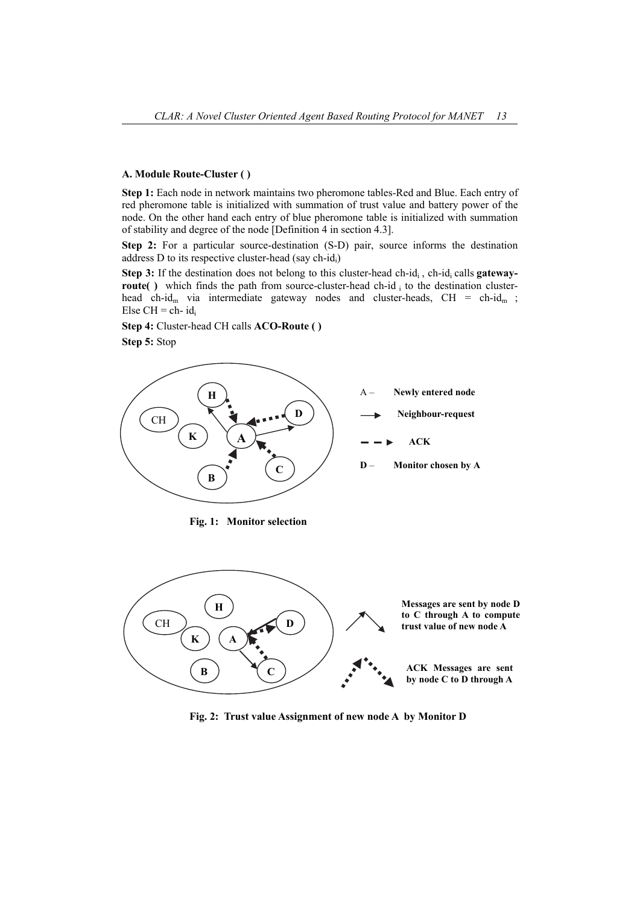### A. Module Route-Cluster ( )

**Step 1:** Each node in network maintains two pheromone tables-Red and Blue. Each entry of red pheromone table is initialized with summation of trust value and battery power of the node. On the other hand each entry of blue pheromone table is initialized with summation of stability and degree of the node [Definition 4 in section 4.3].

**Step 2:** For a particular source-destination (S-D) pair, source informs the destination address D to its respective cluster-head (say $ch\text{-}id_i$)

**Step 3:** If the destination does not belong to this cluster-head $ch\text{-}id_i$ , $ch\text{-}id_i$ calls **gateway-route( )** which finds the path from source-cluster-head $ch\text{-}id_i$ to the destination cluster-head $ch\text{-}id_m$ via intermediate gateway nodes and cluster-heads, $CH = ch\text{-}id_m$ ; Else $CH = ch\text{-}id_i$

**Step 4:** Cluster-head CH calls **ACO-Route ( )**

**Step 5:** Stop

A – **Newly entered node**

**Neighbour-request**

**ACK**

D – **Monitor chosen by A**

**Fig. 1: Monitor selection**

**Messages are sent by node D to C through A to compute trust value of new node A**

**ACK Messages are sent by node C to D through A**

**Fig. 2: Trust value Assignment of new node A by Monitor D**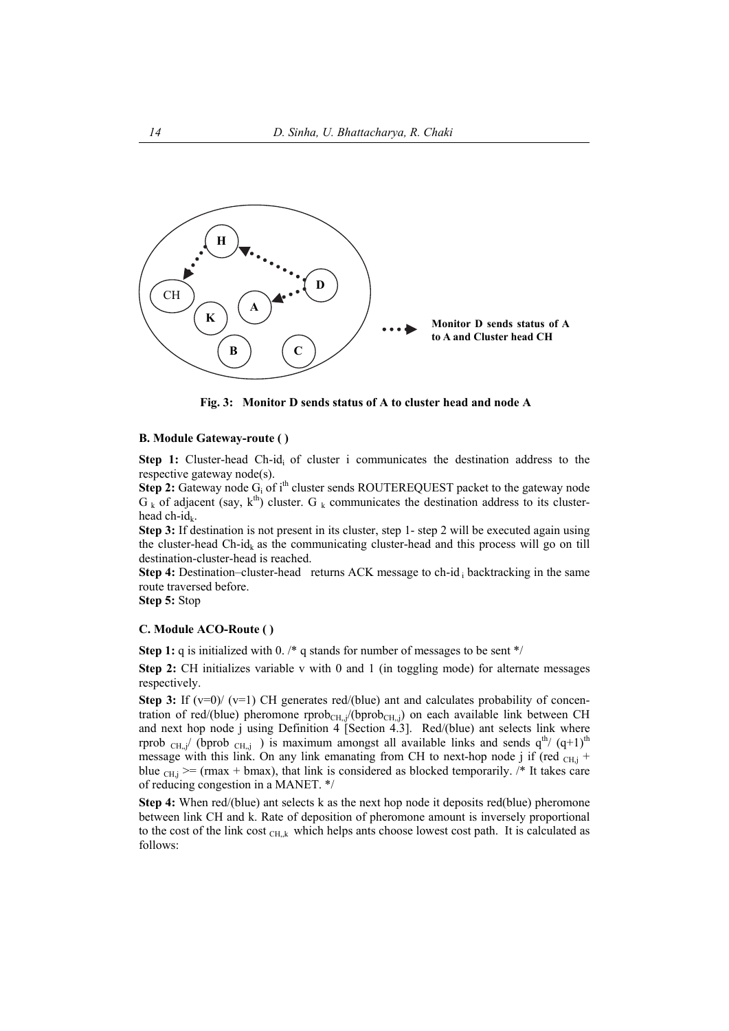Fig. 3: Monitor D sends status of A to cluster head and node A

#### B. Module Gateway-route ( )

**Step 1:** Cluster-head Ch-$id_i$ of cluster i communicates the destination address to the respective gateway node(s).

**Step 2:** Gateway node $G_i$ of $i^{th}$ cluster sends ROUTEREQUEST packet to the gateway node $G_k$ of adjacent (say, $k^{th}$) cluster. $G_k$ communicates the destination address to its cluster-head ch-$id_k$.

**Step 3:** If destination is not present in its cluster, step 1- step 2 will be executed again using the cluster-head Ch-$id_k$ as the communicating cluster-head and this process will go on till destination-cluster-head is reached.

**Step 4:** Destination–cluster-head returns ACK message to ch-$id_i$ backtracking in the same route traversed before.

**Step 5:** Stop

#### C. Module ACO-Route ( )

**Step 1:** q is initialized with 0. /* q stands for number of messages to be sent */

**Step 2:** CH initializes variable v with 0 and 1 (in toggling mode) for alternate messages respectively.

**Step 3:** If (v=0)/ (v=1) CH generates red/(blue) ant and calculates probability of concentration of red/(blue) pheromone $rprob_{CH,j}$/($bprob_{CH,j}$) on each available link between CH and next hop node j using Definition 4 [Section 4.3]. Red/(blue) ant selects link where $rprob_{CH,j}$/ ($bprob_{CH,j}$) is maximum amongst all available links and sends $q^{th}$/ $(q+1)^{th}$ message with this link. On any link emanating from CH to next-hop node j if ($red_{CH,j}$ + $blue_{CH,j}$ >= (rmax + bmax), that link is considered as blocked temporarily. /* It takes care of reducing congestion in a MANET. */

**Step 4:** When red/(blue) ant selects k as the next hop node it deposits red(blue) pheromone between link CH and k. Rate of deposition of pheromone amount is inversely proportional to the cost of the link $cost_{CH,k}$ which helps ants choose lowest cost path. It is calculated as follows: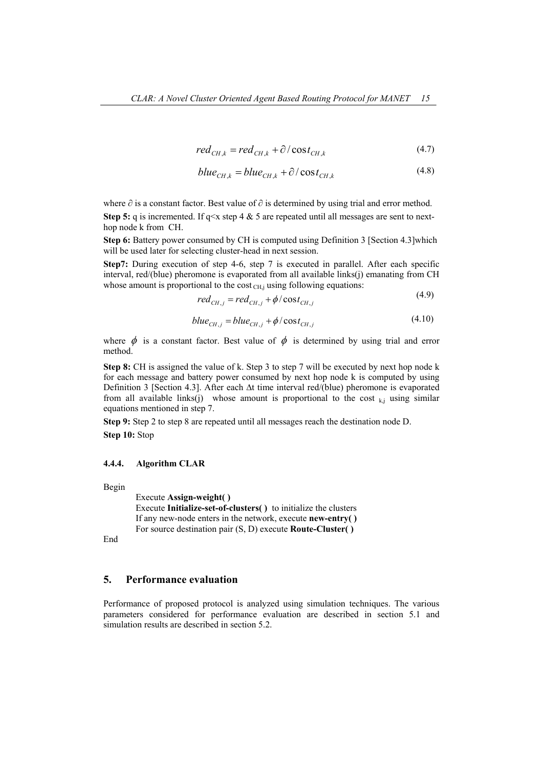$$red_{CH,k} = red_{CH,k} + \partial / \cos t_{CH,k} \tag{4.7}$$

$$blue_{CH,k} = blue_{CH,k} + \partial / \cos t_{CH,k} \tag{4.8}$$

where $\partial$ is a constant factor. Best value of $\partial$ is determined by using trial and error method.

**Step 5:** q is incremented. If $q<x$ step 4 & 5 are repeated until all messages are sent to next-hop node k from CH.

**Step 6:** Battery power consumed by CH is computed using Definition 3 [Section 4.3]which will be used later for selecting cluster-head in next session.

**Step7:** During execution of step 4-6, step 7 is executed in parallel. After each specific interval, red/(blue) pheromone is evaporated from all available links(j) emanating from CH whose amount is proportional to the cost $_{CH,j}$ using following equations:

$$red_{CH,j} = red_{CH,j} + \phi / \cos t_{CH,j} \tag{4.9}$$

$$blue_{CH,j} = blue_{CH,j} + \phi / \cos t_{CH,j} \tag{4.10}$$

where $\phi$ is a constant factor. Best value of $\phi$ is determined by using trial and error method.

**Step 8:** CH is assigned the value of k. Step 3 to step 7 will be executed by next hop node k for each message and battery power consumed by next hop node k is computed by using Definition 3 [Section 4.3]. After each $\Delta t$ time interval red/(blue) pheromone is evaporated from all available links(j) whose amount is proportional to the cost $_{k,j}$ using similar equations mentioned in step 7.

**Step 9:** Step 2 to step 8 are repeated until all messages reach the destination node D.

**Step 10:** Stop

#### 4.4.4. Algorithm CLAR

Begin

Execute **Assign-weight( )**
Execute **Initialize-set-of-clusters( )** to initialize the clusters
If any new-node enters in the network, execute **new-entry( )**
For source destination pair (S, D) execute **Route-Cluster( )**

End

## 5. Performance evaluation

Performance of proposed protocol is analyzed using simulation techniques. The various parameters considered for performance evaluation are described in section 5.1 and simulation results are described in section 5.2.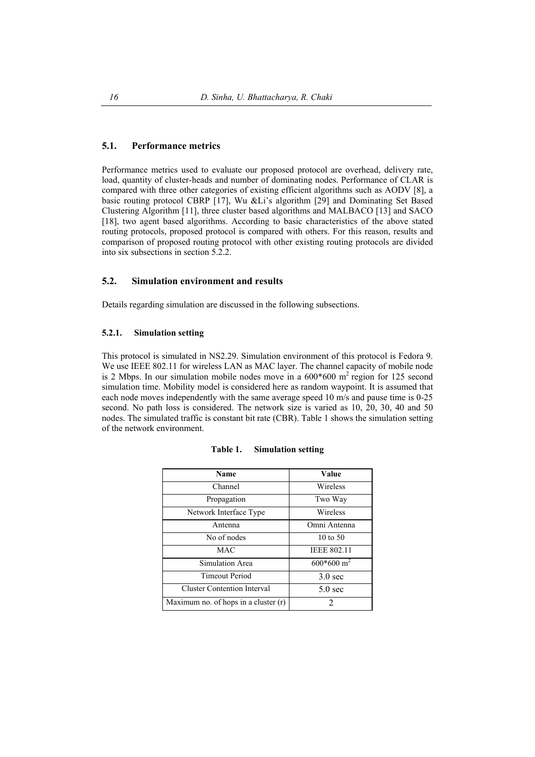## 5.1. Performance metrics

Performance metrics used to evaluate our proposed protocol are overhead, delivery rate, load, quantity of cluster-heads and number of dominating nodes. Performance of CLAR is compared with three other categories of existing efficient algorithms such as AODV [8], a basic routing protocol CBRP [17], Wu &Li's algorithm [29] and Dominating Set Based Clustering Algorithm [11], three cluster based algorithms and MALBACO [13] and SACO [18], two agent based algorithms. According to basic characteristics of the above stated routing protocols, proposed protocol is compared with others. For this reason, results and comparison of proposed routing protocol with other existing routing protocols are divided into six subsections in section 5.2.2.

## 5.2. Simulation environment and results

Details regarding simulation are discussed in the following subsections.

### 5.2.1. Simulation setting

This protocol is simulated in NS2.29. Simulation environment of this protocol is Fedora 9. We use IEEE 802.11 for wireless LAN as MAC layer. The channel capacity of mobile node is 2 Mbps. In our simulation mobile nodes move in a 600*600 $m^2$ region for 125 second simulation time. Mobility model is considered here as random waypoint. It is assumed that each node moves independently with the same average speed 10 m/s and pause time is 0-25 second. No path loss is considered. The network size is varied as 10, 20, 30, 40 and 50 nodes. The simulated traffic is constant bit rate (CBR). Table 1 shows the simulation setting of the network environment.

**Table 1. Simulation setting**

| Name | Value |
|---|---|
| Channel | Wireless |
| Propagation | Two Way |
| Network Interface Type | Wireless |
| Antenna | Omni Antenna |
| No of nodes | 10 to 50 |
| MAC | IEEE 802.11 |
| Simulation Area | 600*600 $m^2$ |
| Timeout Period | 3.0 sec |
| Cluster Contention Interval | 5.0 sec |
| Maximum no. of hops in a cluster (r) | 2 |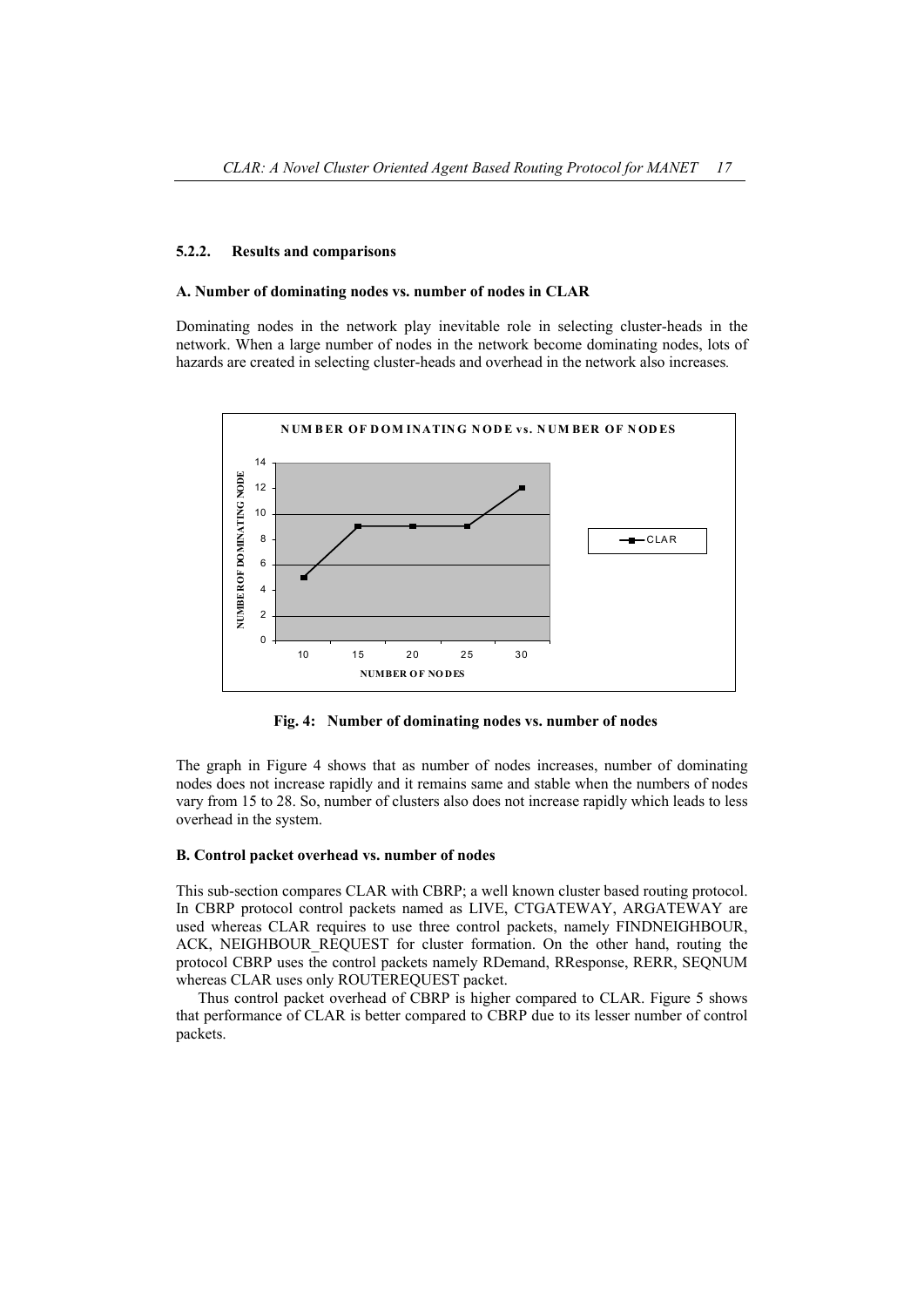### 5.2.2. Results and comparisons

#### A. Number of dominating nodes vs. number of nodes in CLAR

Dominating nodes in the network play inevitable role in selecting cluster-heads in the network. When a large number of nodes in the network become dominating nodes, lots of hazards are created in selecting cluster-heads and overhead in the network also increases.

**Fig. 4: Number of dominating nodes vs. number of nodes**

The graph in Figure 4 shows that as number of nodes increases, number of dominating nodes does not increase rapidly and it remains same and stable when the numbers of nodes vary from 15 to 28. So, number of clusters also does not increase rapidly which leads to less overhead in the system.

#### B. Control packet overhead vs. number of nodes

This sub-section compares CLAR with CBRP; a well known cluster based routing protocol. In CBRP protocol control packets named as LIVE, CTGATEWAY, ARGATEWAY are used whereas CLAR requires to use three control packets, namely FINDNEIGHBOUR, ACK, NEIGHBOUR_REQUEST for cluster formation. On the other hand, routing the protocol CBRP uses the control packets namely RDemand, RResponse, RERR, SEQNUM whereas CLAR uses only ROUTEREQUEST packet.

Thus control packet overhead of CBRP is higher compared to CLAR. Figure 5 shows that performance of CLAR is better compared to CBRP due to its lesser number of control packets.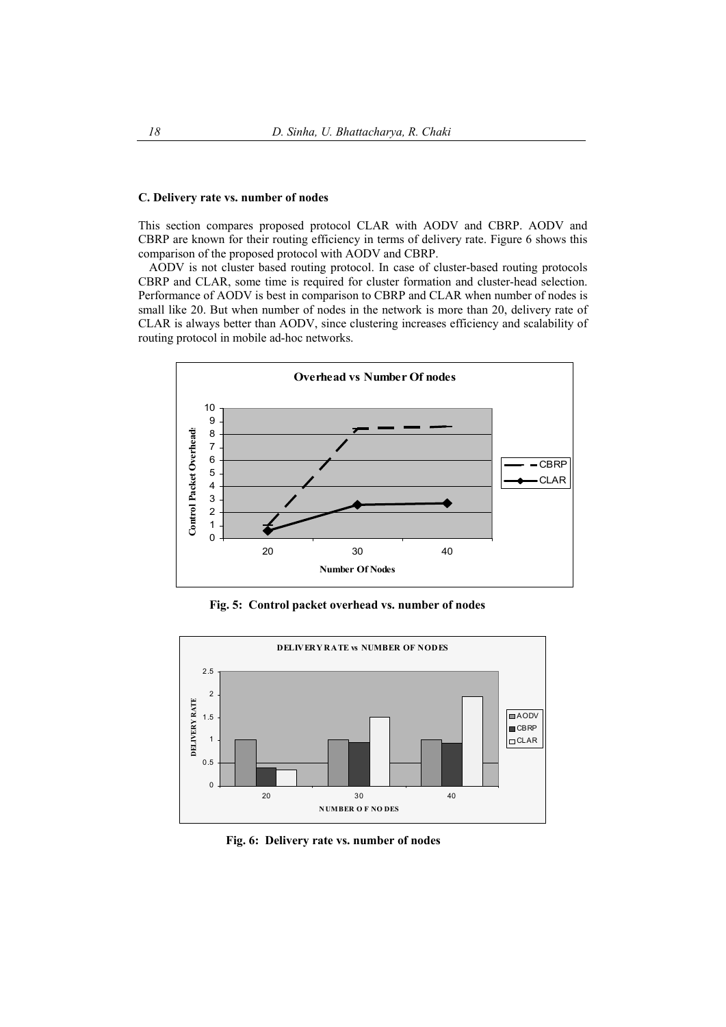**C. Delivery rate vs. number of nodes**

This section compares proposed protocol CLAR with AODV and CBRP. AODV and CBRP are known for their routing efficiency in terms of delivery rate. Figure 6 shows this comparison of the proposed protocol with AODV and CBRP.

AODV is not cluster based routing protocol. In case of cluster-based routing protocols CBRP and CLAR, some time is required for cluster formation and cluster-head selection. Performance of AODV is best in comparison to CBRP and CLAR when number of nodes is small like 20. But when number of nodes in the network is more than 20, delivery rate of CLAR is always better than AODV, since clustering increases efficiency and scalability of routing protocol in mobile ad-hoc networks.

**Fig. 5: Control packet overhead vs. number of nodes**

**Fig. 6: Delivery rate vs. number of nodes**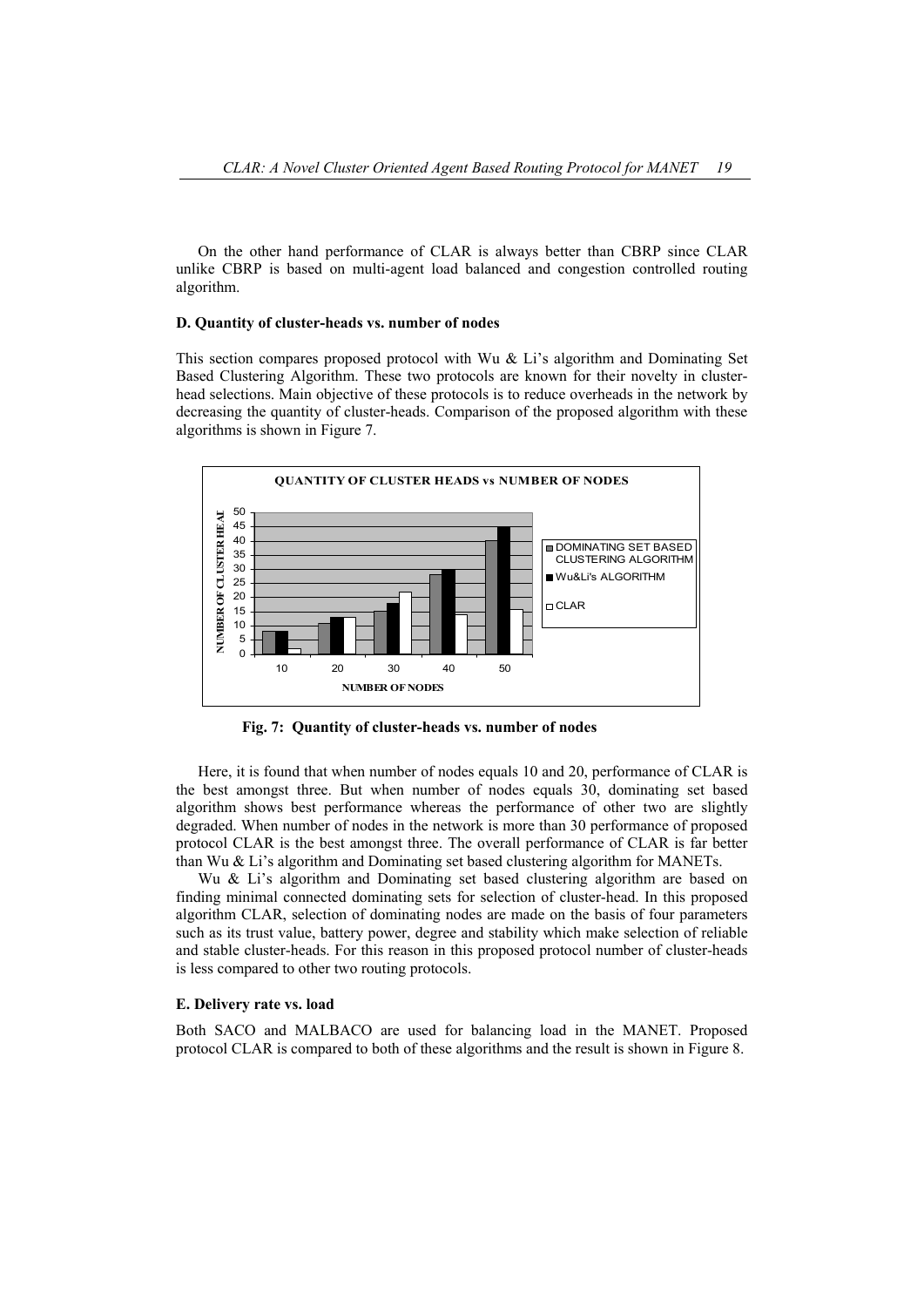On the other hand performance of CLAR is always better than CBRP since CLAR unlike CBRP is based on multi-agent load balanced and congestion controlled routing algorithm.

#### D. Quantity of cluster-heads vs. number of nodes

This section compares proposed protocol with Wu & Li's algorithm and Dominating Set Based Clustering Algorithm. These two protocols are known for their novelty in cluster-head selections. Main objective of these protocols is to reduce overheads in the network by decreasing the quantity of cluster-heads. Comparison of the proposed algorithm with these algorithms is shown in Figure 7.

**Fig. 7: Quantity of cluster-heads vs. number of nodes**

Here, it is found that when number of nodes equals 10 and 20, performance of CLAR is the best amongst three. But when number of nodes equals 30, dominating set based algorithm shows best performance whereas the performance of other two are slightly degraded. When number of nodes in the network is more than 30 performance of proposed protocol CLAR is the best amongst three. The overall performance of CLAR is far better than Wu & Li's algorithm and Dominating set based clustering algorithm for MANETs.

Wu & Li's algorithm and Dominating set based clustering algorithm are based on finding minimal connected dominating sets for selection of cluster-head. In this proposed algorithm CLAR, selection of dominating nodes are made on the basis of four parameters such as its trust value, battery power, degree and stability which make selection of reliable and stable cluster-heads. For this reason in this proposed protocol number of cluster-heads is less compared to other two routing protocols.

#### E. Delivery rate vs. load

Both SACO and MALBACO are used for balancing load in the MANET. Proposed protocol CLAR is compared to both of these algorithms and the result is shown in Figure 8.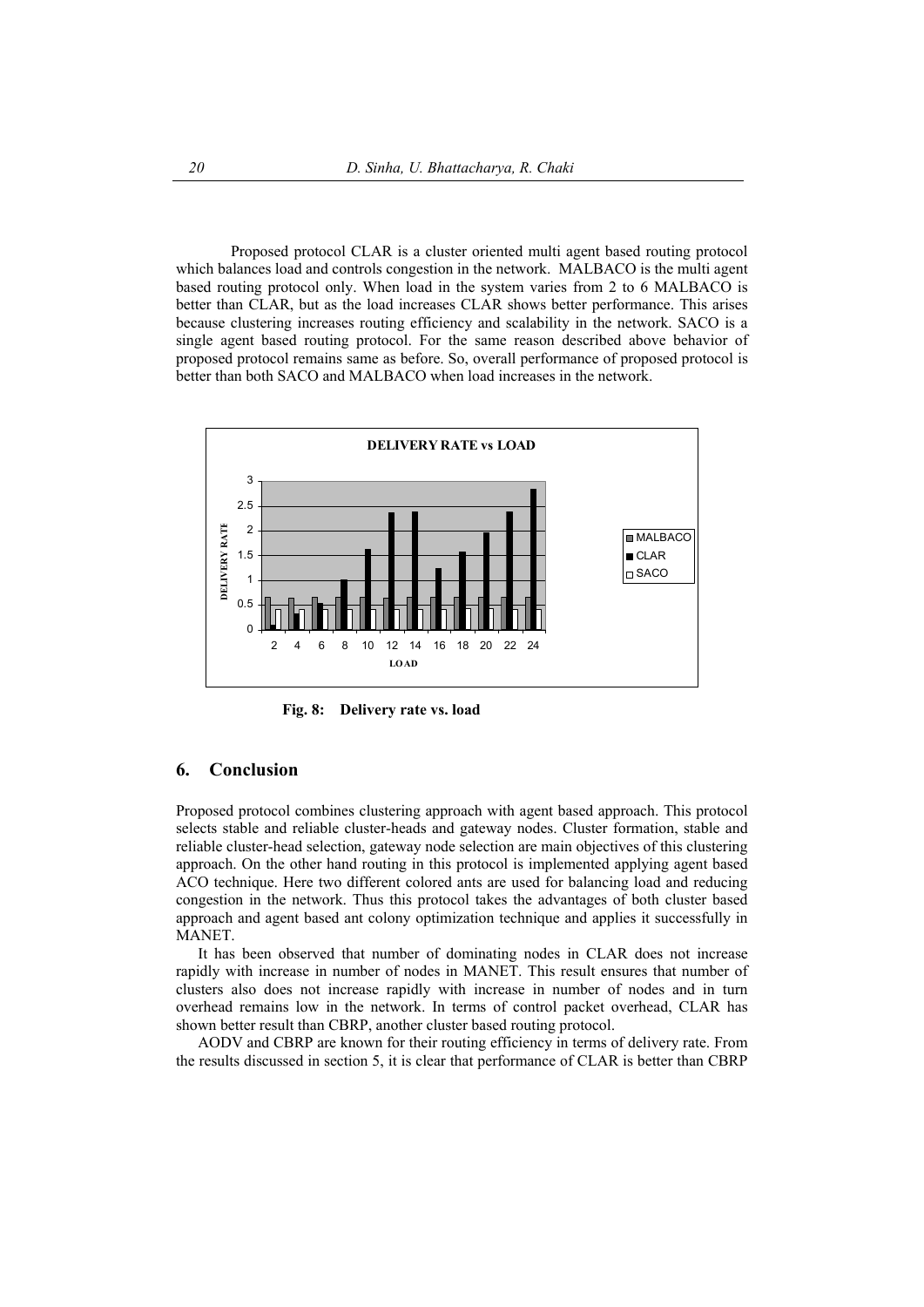Proposed protocol CLAR is a cluster oriented multi agent based routing protocol which balances load and controls congestion in the network. MALBACO is the multi agent based routing protocol only. When load in the system varies from 2 to 6 MALBACO is better than CLAR, but as the load increases CLAR shows better performance. This arises because clustering increases routing efficiency and scalability in the network. SACO is a single agent based routing protocol. For the same reason described above behavior of proposed protocol remains same as before. So, overall performance of proposed protocol is better than both SACO and MALBACO when load increases in the network.

**Fig. 8: Delivery rate vs. load**

## 6. Conclusion

Proposed protocol combines clustering approach with agent based approach. This protocol selects stable and reliable cluster-heads and gateway nodes. Cluster formation, stable and reliable cluster-head selection, gateway node selection are main objectives of this clustering approach. On the other hand routing in this protocol is implemented applying agent based ACO technique. Here two different colored ants are used for balancing load and reducing congestion in the network. Thus this protocol takes the advantages of both cluster based approach and agent based ant colony optimization technique and applies it successfully in MANET.

It has been observed that number of dominating nodes in CLAR does not increase rapidly with increase in number of nodes in MANET. This result ensures that number of clusters also does not increase rapidly with increase in number of nodes and in turn overhead remains low in the network. In terms of control packet overhead, CLAR has shown better result than CBRP, another cluster based routing protocol.

AODV and CBRP are known for their routing efficiency in terms of delivery rate. From the results discussed in section 5, it is clear that performance of CLAR is better than CBRP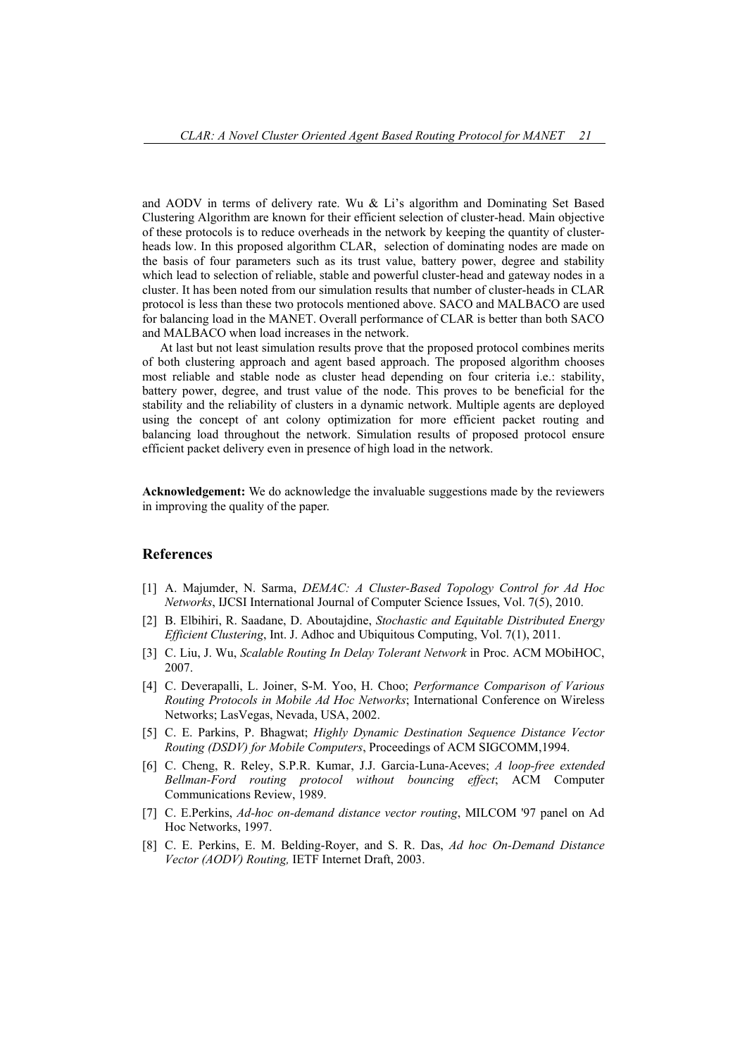and AODV in terms of delivery rate. Wu & Li's algorithm and Dominating Set Based Clustering Algorithm are known for their efficient selection of cluster-head. Main objective of these protocols is to reduce overheads in the network by keeping the quantity of cluster-heads low. In this proposed algorithm CLAR, selection of dominating nodes are made on the basis of four parameters such as its trust value, battery power, degree and stability which lead to selection of reliable, stable and powerful cluster-head and gateway nodes in a cluster. It has been noted from our simulation results that number of cluster-heads in CLAR protocol is less than these two protocols mentioned above. SACO and MALBACO are used for balancing load in the MANET. Overall performance of CLAR is better than both SACO and MALBACO when load increases in the network.

At last but not least simulation results prove that the proposed protocol combines merits of both clustering approach and agent based approach. The proposed algorithm chooses most reliable and stable node as cluster head depending on four criteria i.e.: stability, battery power, degree, and trust value of the node. This proves to be beneficial for the stability and the reliability of clusters in a dynamic network. Multiple agents are deployed using the concept of ant colony optimization for more efficient packet routing and balancing load throughout the network. Simulation results of proposed protocol ensure efficient packet delivery even in presence of high load in the network.

**Acknowledgement:** We do acknowledge the invaluable suggestions made by the reviewers in improving the quality of the paper.

## References

[1] A. Majumder, N. Sarma, *DEMAC: A Cluster-Based Topology Control for Ad Hoc Networks*, IJCSI International Journal of Computer Science Issues, Vol. 7(5), 2010.

[2] B. Elbihiri, R. Saadane, D. Aboutajdine, *Stochastic and Equitable Distributed Energy Efficient Clustering*, Int. J. Adhoc and Ubiquitous Computing, Vol. 7(1), 2011.

[3] C. Liu, J. Wu, *Scalable Routing In Delay Tolerant Network* in Proc. ACM MObiHOC, 2007.

[4] C. Deverapalli, L. Joiner, S-M. Yoo, H. Choo; *Performance Comparison of Various Routing Protocols in Mobile Ad Hoc Networks*; International Conference on Wireless Networks; LasVegas, Nevada, USA, 2002.

[5] C. E. Parkins, P. Bhagwat; *Highly Dynamic Destination Sequence Distance Vector Routing (DSDV) for Mobile Computers*, Proceedings of ACM SIGCOMM,1994.

[6] C. Cheng, R. Reley, S.P.R. Kumar, J.J. Garcia-Luna-Aceves; *A loop-free extended Bellman-Ford routing protocol without bouncing effect*; ACM Computer Communications Review, 1989.

[7] C. E.Perkins, *Ad-hoc on-demand distance vector routing*, MILCOM '97 panel on Ad Hoc Networks, 1997.

[8] C. E. Perkins, E. M. Belding-Royer, and S. R. Das, *Ad hoc On-Demand Distance Vector (AODV) Routing,* IETF Internet Draft, 2003.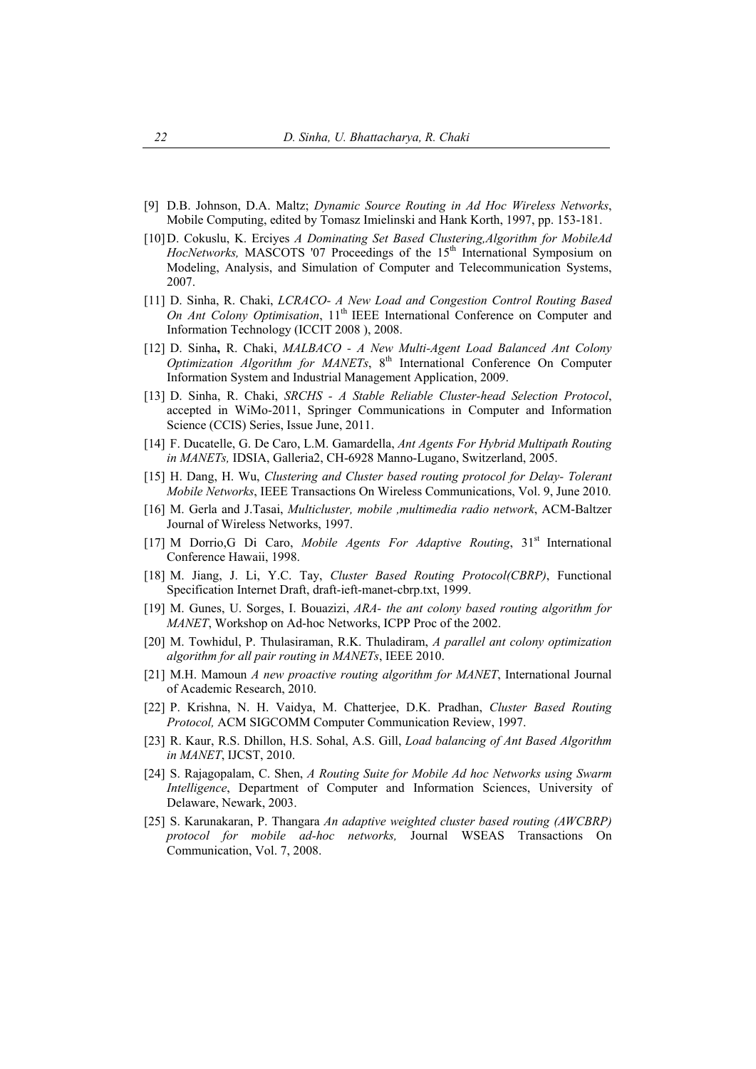[9] D.B. Johnson, D.A. Maltz; *Dynamic Source Routing in Ad Hoc Wireless Networks*, Mobile Computing, edited by Tomasz Imielinski and Hank Korth, 1997, pp. 153-181.

[10] D. Cokuslu, K. Erciyes *A Dominating Set Based Clustering,Algorithm for MobileAd HocNetworks,* MASCOTS '07 Proceedings of the 15th International Symposium on Modeling, Analysis, and Simulation of Computer and Telecommunication Systems, 2007.

[11] D. Sinha, R. Chaki, *LCRACO- A New Load and Congestion Control Routing Based On Ant Colony Optimisation*, 11th IEEE International Conference on Computer and Information Technology (ICCIT 2008 ), 2008.

[12] D. Sinha**,** R. Chaki, *MALBACO - A New Multi-Agent Load Balanced Ant Colony Optimization Algorithm for MANETs*, 8th International Conference On Computer Information System and Industrial Management Application, 2009.

[13] D. Sinha, R. Chaki, *SRCHS - A Stable Reliable Cluster-head Selection Protocol*, accepted in WiMo-2011, Springer Communications in Computer and Information Science (CCIS) Series, Issue June, 2011.

[14] F. Ducatelle, G. De Caro, L.M. Gamardella, *Ant Agents For Hybrid Multipath Routing in MANETs,* IDSIA, Galleria2, CH-6928 Manno-Lugano, Switzerland, 2005.

[15] H. Dang, H. Wu, *Clustering and Cluster based routing protocol for Delay- Tolerant Mobile Networks*, IEEE Transactions On Wireless Communications, Vol. 9, June 2010.

[16] M. Gerla and J.Tasai, *Multicluster, mobile ,multimedia radio network*, ACM-Baltzer Journal of Wireless Networks, 1997.

[17] M Dorrio,G Di Caro, *Mobile Agents For Adaptive Routing*, 31st International Conference Hawaii, 1998.

[18] M. Jiang, J. Li, Y.C. Tay, *Cluster Based Routing Protocol(CBRP)*, Functional Specification Internet Draft, draft-ieft-manet-cbrp.txt, 1999.

[19] M. Gunes, U. Sorges, I. Bouazizi, *ARA- the ant colony based routing algorithm for MANET*, Workshop on Ad-hoc Networks, ICPP Proc of the 2002.

[20] M. Towhidul, P. Thulasiraman, R.K. Thuladiram, *A parallel ant colony optimization algorithm for all pair routing in MANETs*, IEEE 2010.

[21] M.H. Mamoun *A new proactive routing algorithm for MANET*, International Journal of Academic Research, 2010.

[22] P. Krishna, N. H. Vaidya, M. Chatterjee, D.K. Pradhan, *Cluster Based Routing Protocol,* ACM SIGCOMM Computer Communication Review, 1997.

[23] R. Kaur, R.S. Dhillon, H.S. Sohal, A.S. Gill, *Load balancing of Ant Based Algorithm in MANET*, IJCST, 2010.

[24] S. Rajagopalam, C. Shen, *A Routing Suite for Mobile Ad hoc Networks using Swarm Intelligence*, Department of Computer and Information Sciences, University of Delaware, Newark, 2003.

[25] S. Karunakaran, P. Thangara *An adaptive weighted cluster based routing (AWCBRP) protocol for mobile ad-hoc networks,* Journal WSEAS Transactions On Communication, Vol. 7, 2008.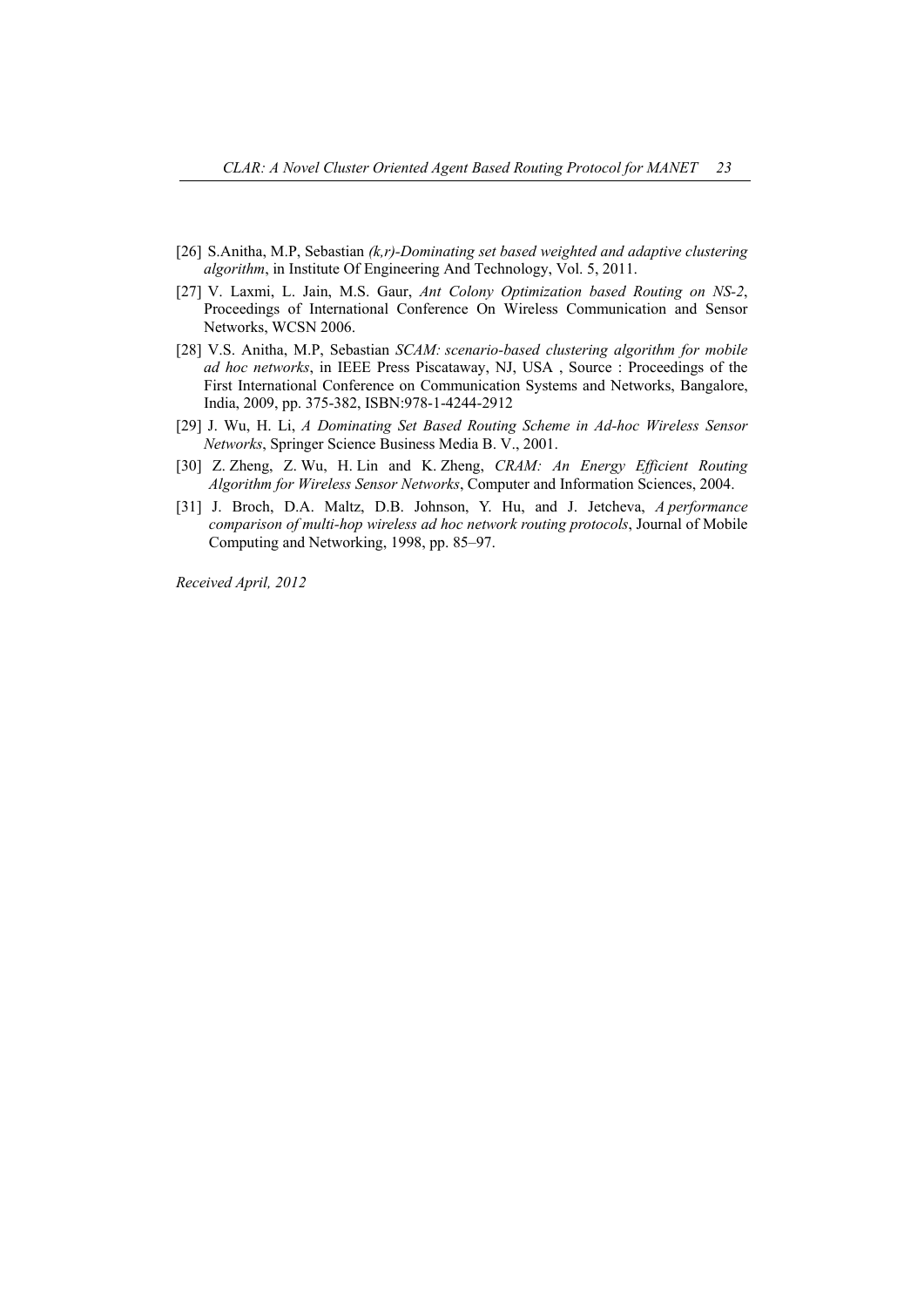[26] S.Anitha, M.P, Sebastian *(k,r)-Dominating set based weighted and adaptive clustering algorithm*, in Institute Of Engineering And Technology, Vol. 5, 2011.

[27] V. Laxmi, L. Jain, M.S. Gaur, *Ant Colony Optimization based Routing on NS-2*, Proceedings of International Conference On Wireless Communication and Sensor Networks, WCSN 2006.

[28] V.S. Anitha, M.P, Sebastian *SCAM: scenario-based clustering algorithm for mobile ad hoc networks*, in IEEE Press Piscataway, NJ, USA , Source : Proceedings of the First International Conference on Communication Systems and Networks, Bangalore, India, 2009, pp. 375-382, ISBN:978-1-4244-2912

[29] J. Wu, H. Li, *A Dominating Set Based Routing Scheme in Ad-hoc Wireless Sensor Networks*, Springer Science Business Media B. V., 2001.

[30] Z. Zheng, Z. Wu, H. Lin and K. Zheng, *CRAM: An Energy Efficient Routing Algorithm for Wireless Sensor Networks*, Computer and Information Sciences, 2004.

[31] J. Broch, D.A. Maltz, D.B. Johnson, Y. Hu, and J. Jetcheva, *A performance comparison of multi-hop wireless ad hoc network routing protocols*, Journal of Mobile Computing and Networking, 1998, pp. 85–97.

*Received April, 2012*